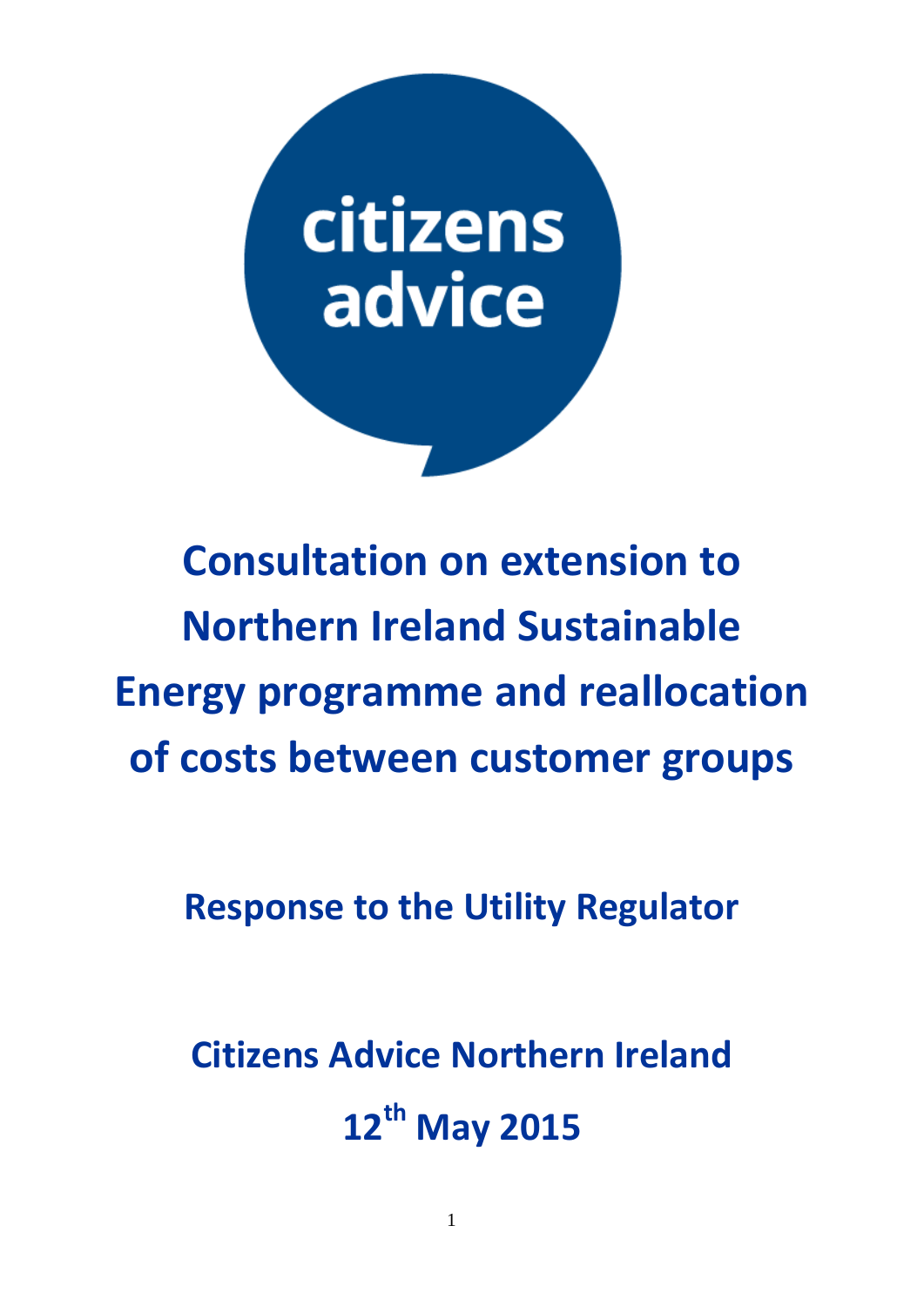citizens advice

# Consultation on extension to Northern Ireland Sustainable Energy programme and reallocation of costs between customer groups

## Response to the Utility Regulator

## Citizens Advice Northern Ireland

## 12th May 2015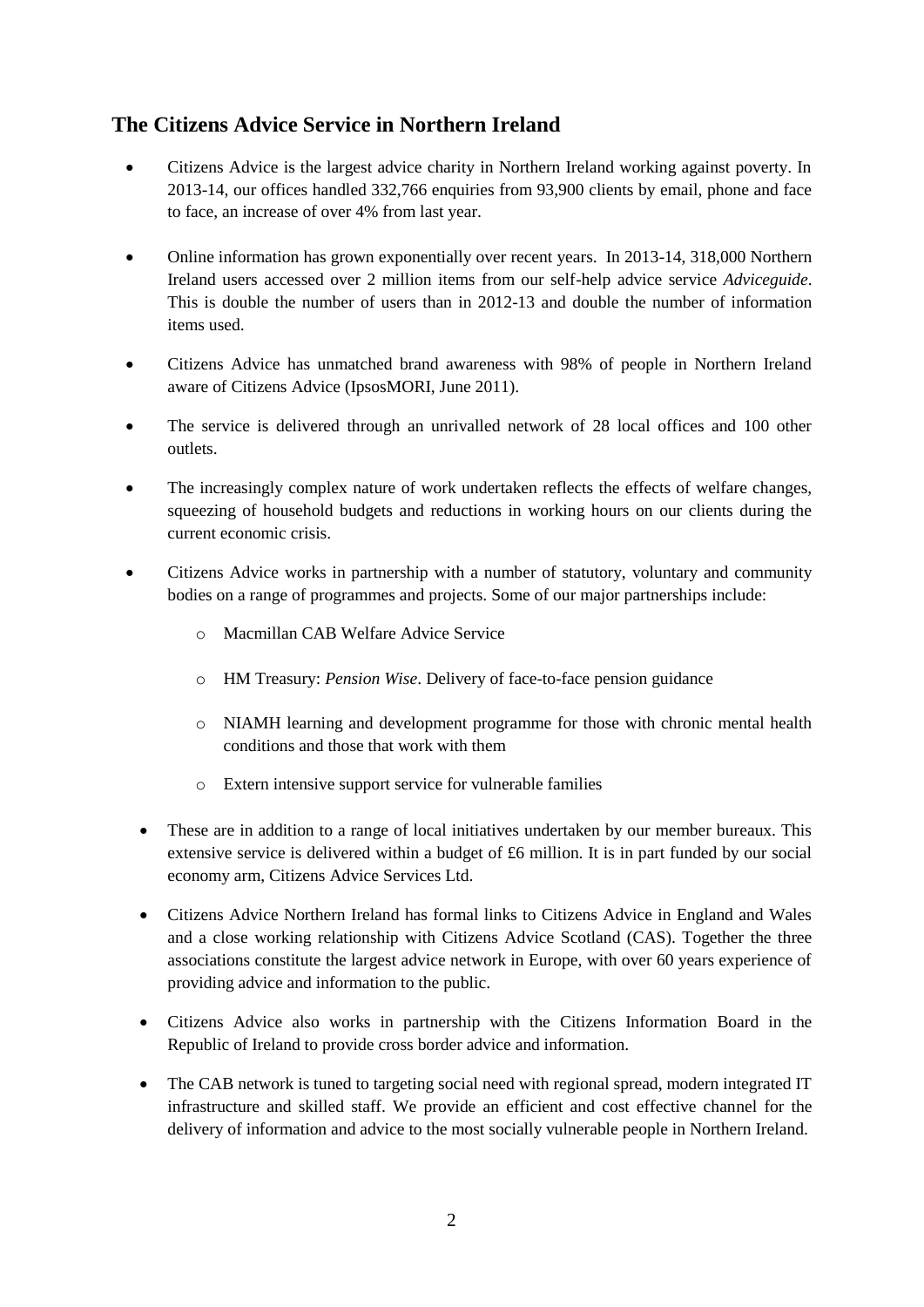## The Citizens Advice Service in Northern Ireland

- Citizens Advice is the largest advice charity in Northern Ireland working against poverty. In 2013-14, our offices handled 332,766 enquiries from 93,900 clients by email, phone and face to face, an increase of over 4% from last year.
- Online information has grown exponentially over recent years. In 2013-14, 318,000 Northern Ireland users accessed over 2 million items from our self-help advice service *Adviceguide*. This is double the number of users than in 2012-13 and double the number of information items used.
- Citizens Advice has unmatched brand awareness with 98% of people in Northern Ireland aware of Citizens Advice (IpsosMORI, June 2011).
- The service is delivered through an unrivalled network of 28 local offices and 100 other outlets.
- The increasingly complex nature of work undertaken reflects the effects of welfare changes, squeezing of household budgets and reductions in working hours on our clients during the current economic crisis.
- Citizens Advice works in partnership with a number of statutory, voluntary and community bodies on a range of programmes and projects. Some of our major partnerships include:
  - Macmillan CAB Welfare Advice Service
  - HM Treasury: *Pension Wise*. Delivery of face-to-face pension guidance
  - NIAMH learning and development programme for those with chronic mental health conditions and those that work with them
  - Extern intensive support service for vulnerable families
- These are in addition to a range of local initiatives undertaken by our member bureaux. This extensive service is delivered within a budget of £6 million. It is in part funded by our social economy arm, Citizens Advice Services Ltd.
- Citizens Advice Northern Ireland has formal links to Citizens Advice in England and Wales and a close working relationship with Citizens Advice Scotland (CAS). Together the three associations constitute the largest advice network in Europe, with over 60 years experience of providing advice and information to the public.
- Citizens Advice also works in partnership with the Citizens Information Board in the Republic of Ireland to provide cross border advice and information.
- The CAB network is tuned to targeting social need with regional spread, modern integrated IT infrastructure and skilled staff. We provide an efficient and cost effective channel for the delivery of information and advice to the most socially vulnerable people in Northern Ireland.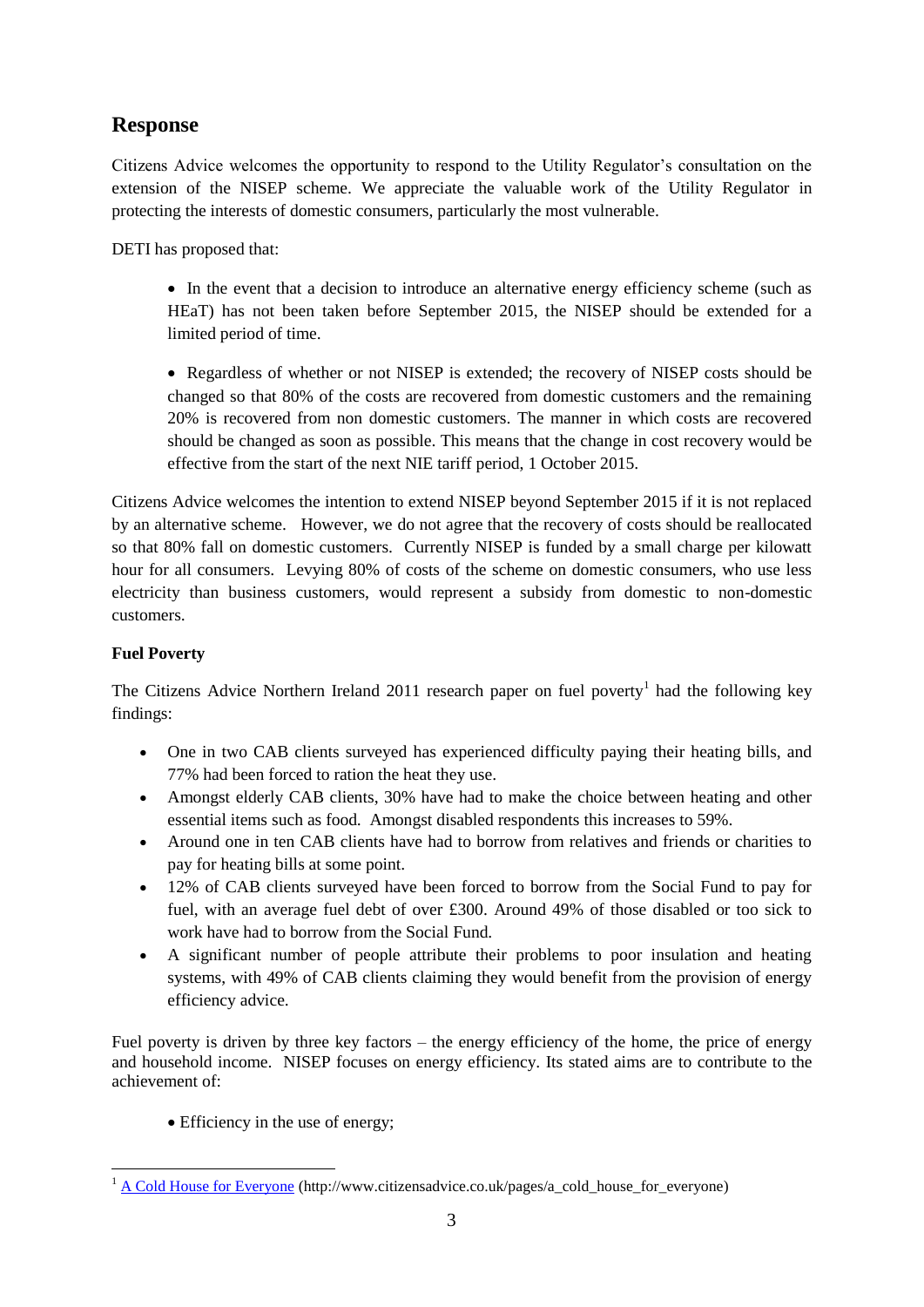## Response

Citizens Advice welcomes the opportunity to respond to the Utility Regulator's consultation on the extension of the NISEP scheme. We appreciate the valuable work of the Utility Regulator in protecting the interests of domestic consumers, particularly the most vulnerable.

DETI has proposed that:

- In the event that a decision to introduce an alternative energy efficiency scheme (such as HEaT) has not been taken before September 2015, the NISEP should be extended for a limited period of time.

- Regardless of whether or not NISEP is extended; the recovery of NISEP costs should be changed so that 80% of the costs are recovered from domestic customers and the remaining 20% is recovered from non domestic customers. The manner in which costs are recovered should be changed as soon as possible. This means that the change in cost recovery would be effective from the start of the next NIE tariff period, 1 October 2015.

Citizens Advice welcomes the intention to extend NISEP beyond September 2015 if it is not replaced by an alternative scheme. However, we do not agree that the recovery of costs should be reallocated so that 80% fall on domestic customers. Currently NISEP is funded by a small charge per kilowatt hour for all consumers. Levying 80% of costs of the scheme on domestic consumers, who use less electricity than business customers, would represent a subsidy from domestic to non-domestic customers.

**Fuel Poverty**

The Citizens Advice Northern Ireland 2011 research paper on fuel poverty[1] had the following key findings:

- One in two CAB clients surveyed has experienced difficulty paying their heating bills, and 77% had been forced to ration the heat they use.
- Amongst elderly CAB clients, 30% have had to make the choice between heating and other essential items such as food. Amongst disabled respondents this increases to 59%.
- Around one in ten CAB clients have had to borrow from relatives and friends or charities to pay for heating bills at some point.
- 12% of CAB clients surveyed have been forced to borrow from the Social Fund to pay for fuel, with an average fuel debt of over £300. Around 49% of those disabled or too sick to work have had to borrow from the Social Fund.
- A significant number of people attribute their problems to poor insulation and heating systems, with 49% of CAB clients claiming they would benefit from the provision of energy efficiency advice.

Fuel poverty is driven by three key factors – the energy efficiency of the home, the price of energy and household income. NISEP focuses on energy efficiency. Its stated aims are to contribute to the achievement of:

- Efficiency in the use of energy;

[1] A Cold House for Everyone (http://www.citizensadvice.co.uk/pages/a_cold_house_for_everyone)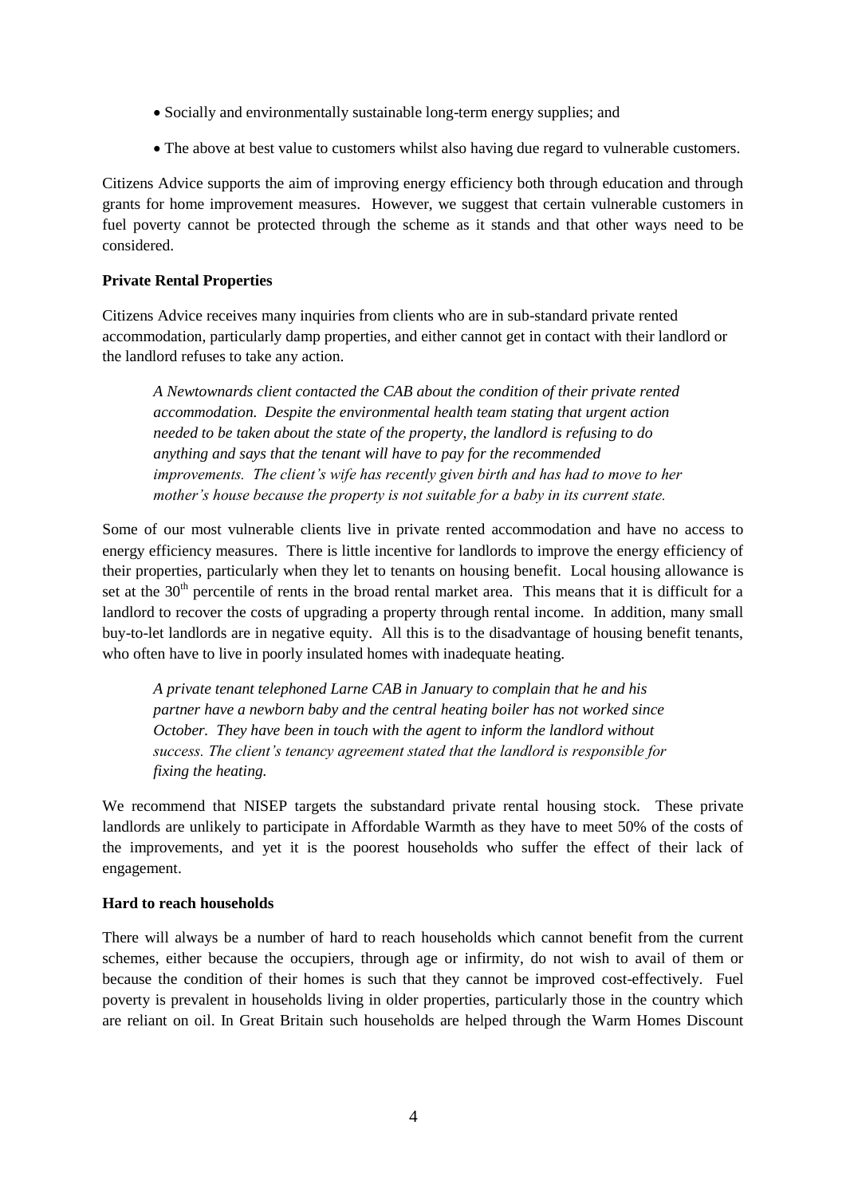- Socially and environmentally sustainable long-term energy supplies; and
- The above at best value to customers whilst also having due regard to vulnerable customers.

Citizens Advice supports the aim of improving energy efficiency both through education and through grants for home improvement measures. However, we suggest that certain vulnerable customers in fuel poverty cannot be protected through the scheme as it stands and that other ways need to be considered.

**Private Rental Properties**

Citizens Advice receives many inquiries from clients who are in sub-standard private rented accommodation, particularly damp properties, and either cannot get in contact with their landlord or the landlord refuses to take any action.

> *A Newtownards client contacted the CAB about the condition of their private rented accommodation. Despite the environmental health team stating that urgent action needed to be taken about the state of the property, the landlord is refusing to do anything and says that the tenant will have to pay for the recommended improvements. The client's wife has recently given birth and has had to move to her mother's house because the property is not suitable for a baby in its current state.*

Some of our most vulnerable clients live in private rented accommodation and have no access to energy efficiency measures. There is little incentive for landlords to improve the energy efficiency of their properties, particularly when they let to tenants on housing benefit. Local housing allowance is set at the 30th percentile of rents in the broad rental market area. This means that it is difficult for a landlord to recover the costs of upgrading a property through rental income. In addition, many small buy-to-let landlords are in negative equity. All this is to the disadvantage of housing benefit tenants, who often have to live in poorly insulated homes with inadequate heating.

> *A private tenant telephoned Larne CAB in January to complain that he and his partner have a newborn baby and the central heating boiler has not worked since October. They have been in touch with the agent to inform the landlord without success. The client's tenancy agreement stated that the landlord is responsible for fixing the heating.*

We recommend that NISEP targets the substandard private rental housing stock. These private landlords are unlikely to participate in Affordable Warmth as they have to meet 50% of the costs of the improvements, and yet it is the poorest households who suffer the effect of their lack of engagement.

**Hard to reach households**

There will always be a number of hard to reach households which cannot benefit from the current schemes, either because the occupiers, through age or infirmity, do not wish to avail of them or because the condition of their homes is such that they cannot be improved cost-effectively. Fuel poverty is prevalent in households living in older properties, particularly those in the country which are reliant on oil. In Great Britain such households are helped through the Warm Homes Discount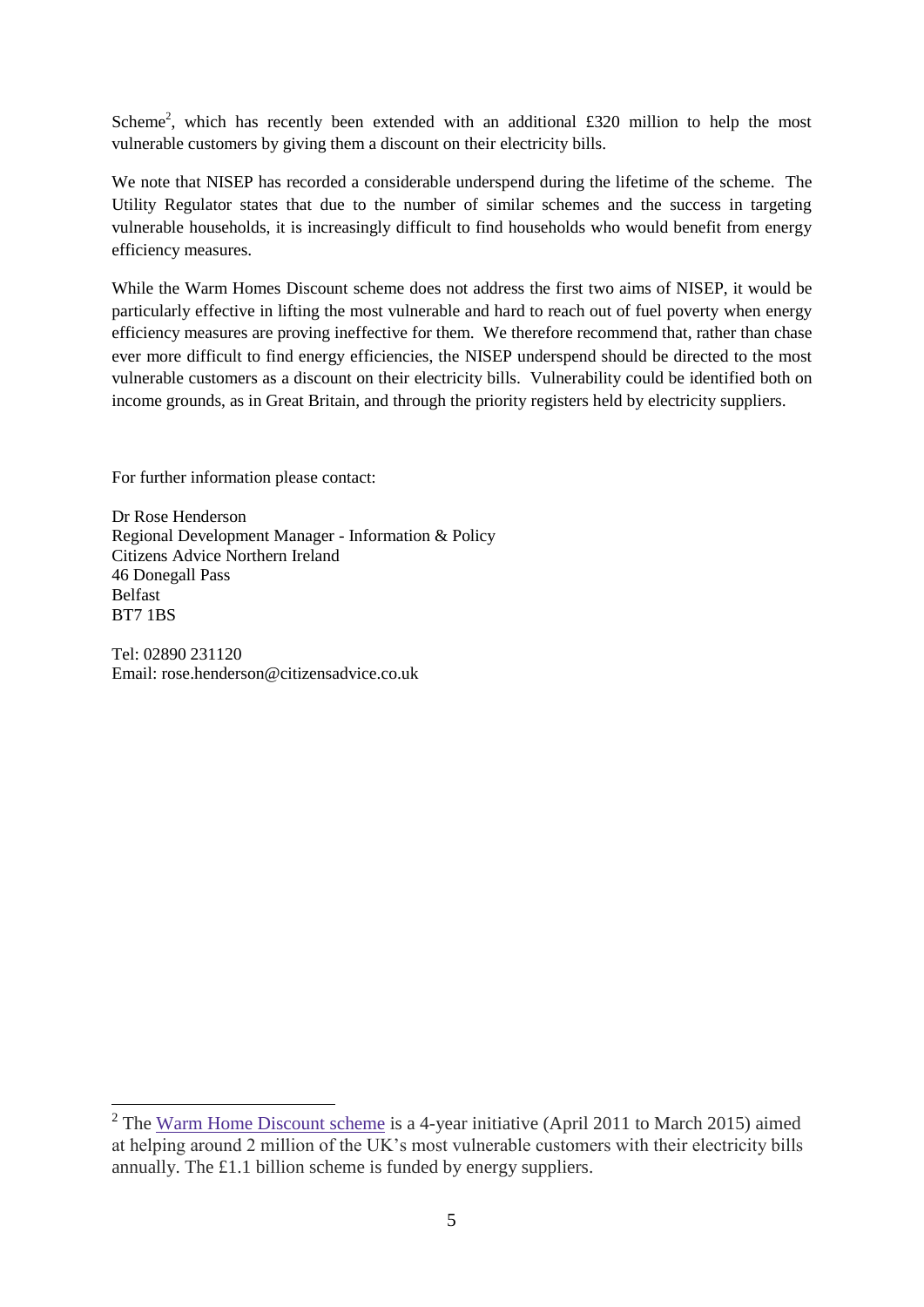Scheme[2], which has recently been extended with an additional £320 million to help the most vulnerable customers by giving them a discount on their electricity bills.

We note that NISEP has recorded a considerable underspend during the lifetime of the scheme. The Utility Regulator states that due to the number of similar schemes and the success in targeting vulnerable households, it is increasingly difficult to find households who would benefit from energy efficiency measures.

While the Warm Homes Discount scheme does not address the first two aims of NISEP, it would be particularly effective in lifting the most vulnerable and hard to reach out of fuel poverty when energy efficiency measures are proving ineffective for them. We therefore recommend that, rather than chase ever more difficult to find energy efficiencies, the NISEP underspend should be directed to the most vulnerable customers as a discount on their electricity bills. Vulnerability could be identified both on income grounds, as in Great Britain, and through the priority registers held by electricity suppliers.

For further information please contact:

Dr Rose Henderson
Regional Development Manager - Information & Policy
Citizens Advice Northern Ireland
46 Donegall Pass
Belfast
BT7 1BS

Tel: 02890 231120
Email: rose.henderson@citizensadvice.co.uk

[2] The Warm Home Discount scheme is a 4-year initiative (April 2011 to March 2015) aimed at helping around 2 million of the UK's most vulnerable customers with their electricity bills annually. The £1.1 billion scheme is funded by energy suppliers.